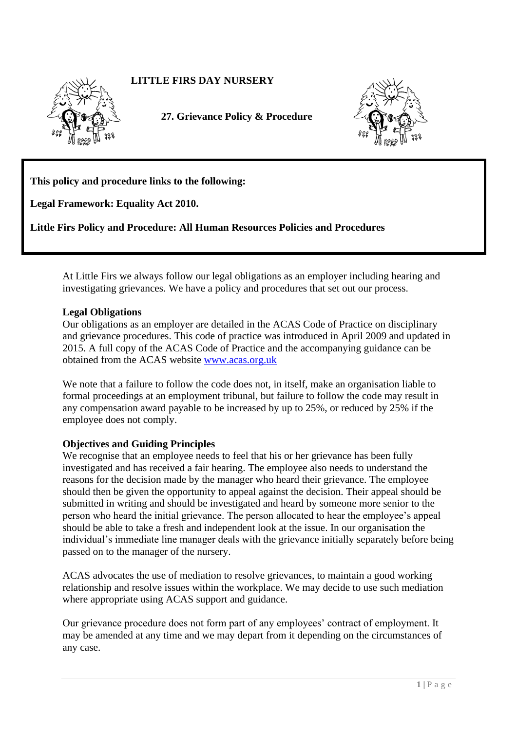# LITTLE FIRS DAY NURSERY

## 27. Grievance Policy & Procedure

**This policy and procedure links to the following:**

**Legal Framework: Equality Act 2010.**

**Little Firs Policy and Procedure: All Human Resources Policies and Procedures**

At Little Firs we always follow our legal obligations as an employer including hearing and investigating grievances. We have a policy and procedures that set out our process.

**Legal Obligations**

Our obligations as an employer are detailed in the ACAS Code of Practice on disciplinary and grievance procedures. This code of practice was introduced in April 2009 and updated in 2015. A full copy of the ACAS Code of Practice and the accompanying guidance can be obtained from the ACAS website www.acas.org.uk

We note that a failure to follow the code does not, in itself, make an organisation liable to formal proceedings at an employment tribunal, but failure to follow the code may result in any compensation award payable to be increased by up to 25%, or reduced by 25% if the employee does not comply.

**Objectives and Guiding Principles**

We recognise that an employee needs to feel that his or her grievance has been fully investigated and has received a fair hearing. The employee also needs to understand the reasons for the decision made by the manager who heard their grievance. The employee should then be given the opportunity to appeal against the decision. Their appeal should be submitted in writing and should be investigated and heard by someone more senior to the person who heard the initial grievance. The person allocated to hear the employee's appeal should be able to take a fresh and independent look at the issue. In our organisation the individual's immediate line manager deals with the grievance initially separately before being passed on to the manager of the nursery.

ACAS advocates the use of mediation to resolve grievances, to maintain a good working relationship and resolve issues within the workplace. We may decide to use such mediation where appropriate using ACAS support and guidance.

Our grievance procedure does not form part of any employees' contract of employment. It may be amended at any time and we may depart from it depending on the circumstances of any case.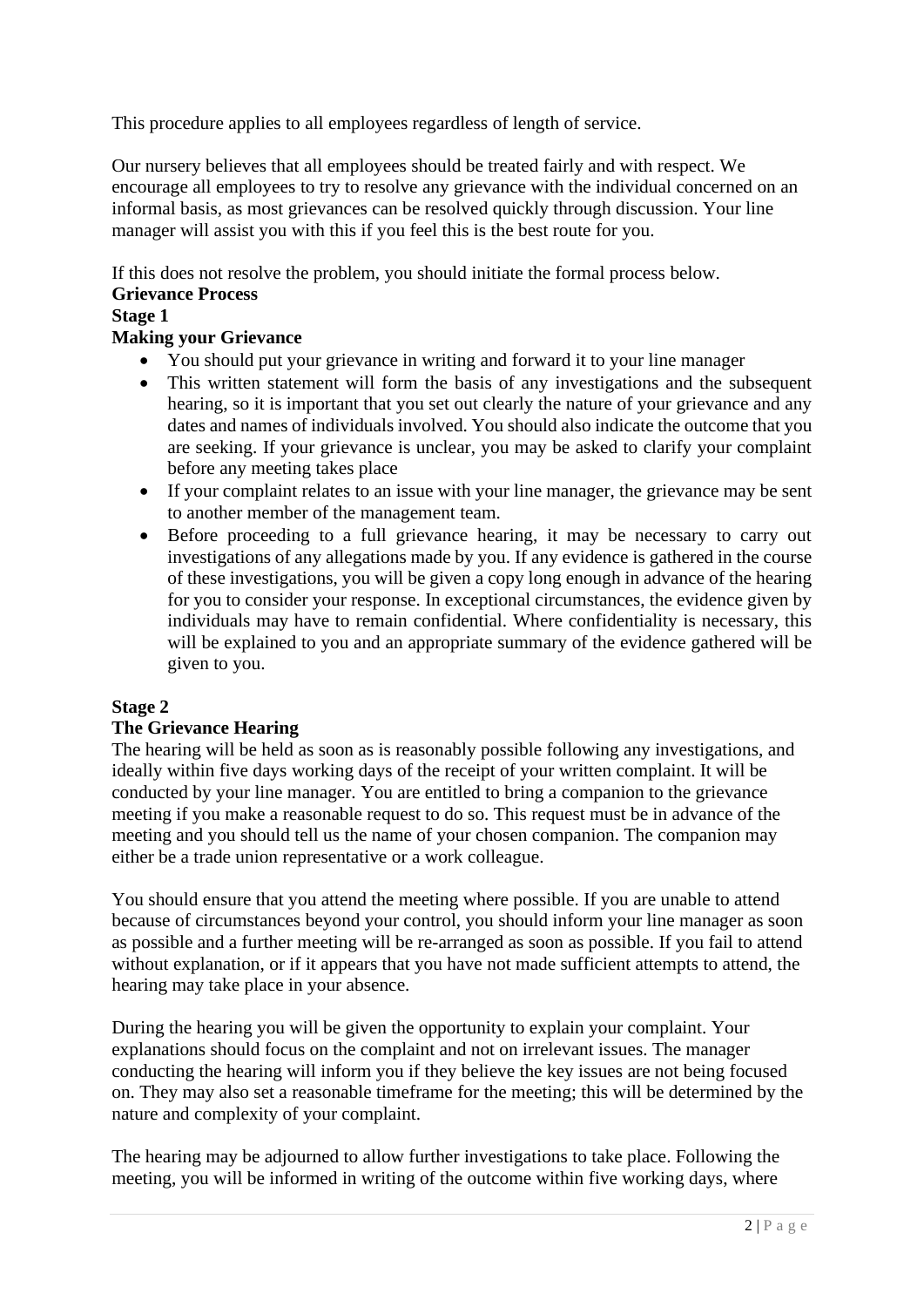This procedure applies to all employees regardless of length of service.

Our nursery believes that all employees should be treated fairly and with respect. We encourage all employees to try to resolve any grievance with the individual concerned on an informal basis, as most grievances can be resolved quickly through discussion. Your line manager will assist you with this if you feel this is the best route for you.

If this does not resolve the problem, you should initiate the formal process below.

**Grievance Process**

**Stage 1**

**Making your Grievance**

- You should put your grievance in writing and forward it to your line manager
- This written statement will form the basis of any investigations and the subsequent hearing, so it is important that you set out clearly the nature of your grievance and any dates and names of individuals involved. You should also indicate the outcome that you are seeking. If your grievance is unclear, you may be asked to clarify your complaint before any meeting takes place
- If your complaint relates to an issue with your line manager, the grievance may be sent to another member of the management team.
- Before proceeding to a full grievance hearing, it may be necessary to carry out investigations of any allegations made by you. If any evidence is gathered in the course of these investigations, you will be given a copy long enough in advance of the hearing for you to consider your response. In exceptional circumstances, the evidence given by individuals may have to remain confidential. Where confidentiality is necessary, this will be explained to you and an appropriate summary of the evidence gathered will be given to you.

**Stage 2**

**The Grievance Hearing**

The hearing will be held as soon as is reasonably possible following any investigations, and ideally within five days working days of the receipt of your written complaint. It will be conducted by your line manager. You are entitled to bring a companion to the grievance meeting if you make a reasonable request to do so. This request must be in advance of the meeting and you should tell us the name of your chosen companion. The companion may either be a trade union representative or a work colleague.

You should ensure that you attend the meeting where possible. If you are unable to attend because of circumstances beyond your control, you should inform your line manager as soon as possible and a further meeting will be re-arranged as soon as possible. If you fail to attend without explanation, or if it appears that you have not made sufficient attempts to attend, the hearing may take place in your absence.

During the hearing you will be given the opportunity to explain your complaint. Your explanations should focus on the complaint and not on irrelevant issues. The manager conducting the hearing will inform you if they believe the key issues are not being focused on. They may also set a reasonable timeframe for the meeting; this will be determined by the nature and complexity of your complaint.

The hearing may be adjourned to allow further investigations to take place. Following the meeting, you will be informed in writing of the outcome within five working days, where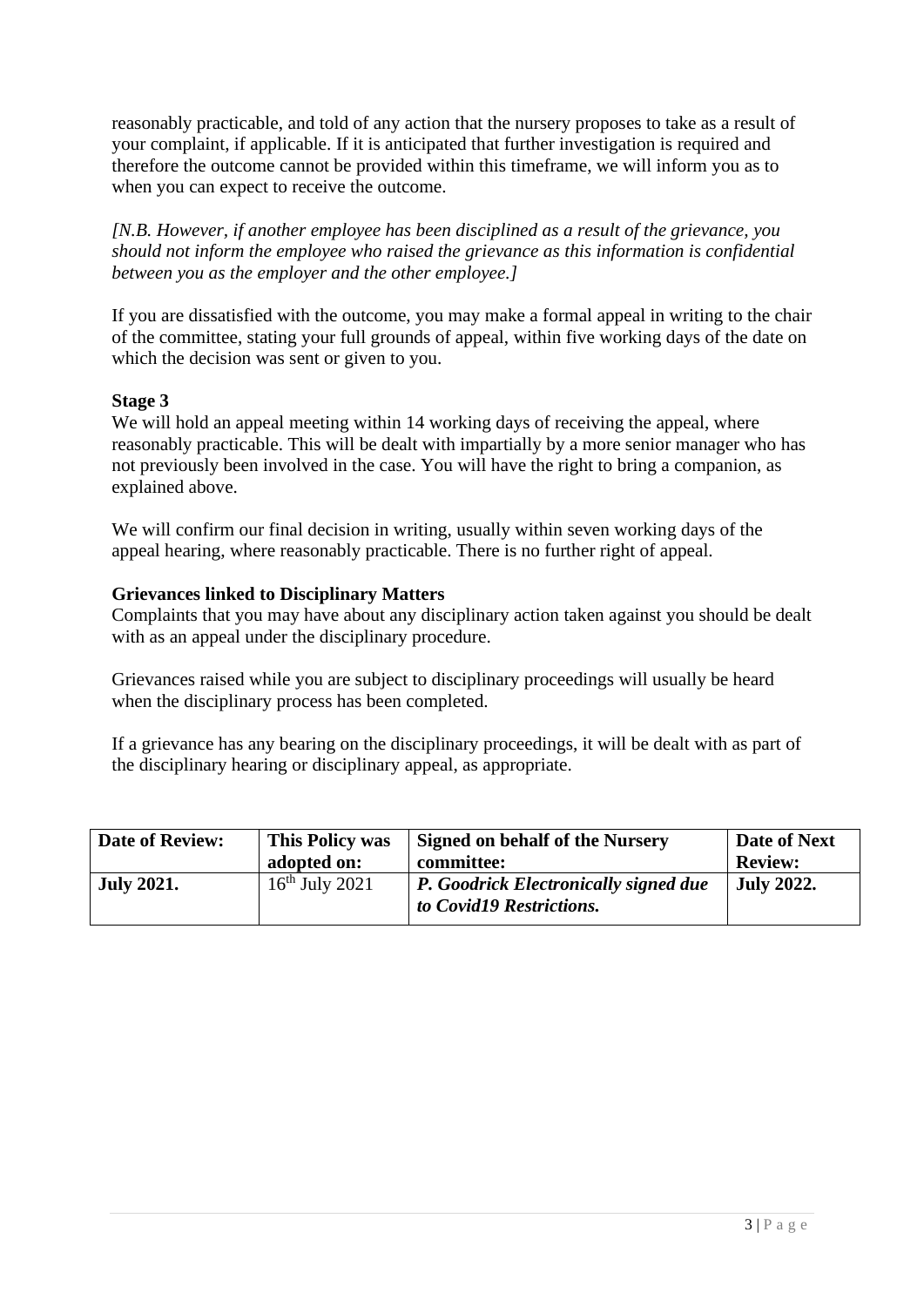reasonably practicable, and told of any action that the nursery proposes to take as a result of your complaint, if applicable. If it is anticipated that further investigation is required and therefore the outcome cannot be provided within this timeframe, we will inform you as to when you can expect to receive the outcome.

*[N.B. However, if another employee has been disciplined as a result of the grievance, you should not inform the employee who raised the grievance as this information is confidential between you as the employer and the other employee.]*

If you are dissatisfied with the outcome, you may make a formal appeal in writing to the chair of the committee, stating your full grounds of appeal, within five working days of the date on which the decision was sent or given to you.

**Stage 3**

We will hold an appeal meeting within 14 working days of receiving the appeal, where reasonably practicable. This will be dealt with impartially by a more senior manager who has not previously been involved in the case. You will have the right to bring a companion, as explained above.

We will confirm our final decision in writing, usually within seven working days of the appeal hearing, where reasonably practicable. There is no further right of appeal.

**Grievances linked to Disciplinary Matters**

Complaints that you may have about any disciplinary action taken against you should be dealt with as an appeal under the disciplinary procedure.

Grievances raised while you are subject to disciplinary proceedings will usually be heard when the disciplinary process has been completed.

If a grievance has any bearing on the disciplinary proceedings, it will be dealt with as part of the disciplinary hearing or disciplinary appeal, as appropriate.

| **Date of Review:** | **This Policy was adopted on:** | **Signed on behalf of the Nursery committee:** | **Date of Next Review:** |
|---|---|---|---|
| **July 2021.** | 16th July 2021 | ***P. Goodrick Electronically signed due to Covid19 Restrictions.*** | **July 2022.** |